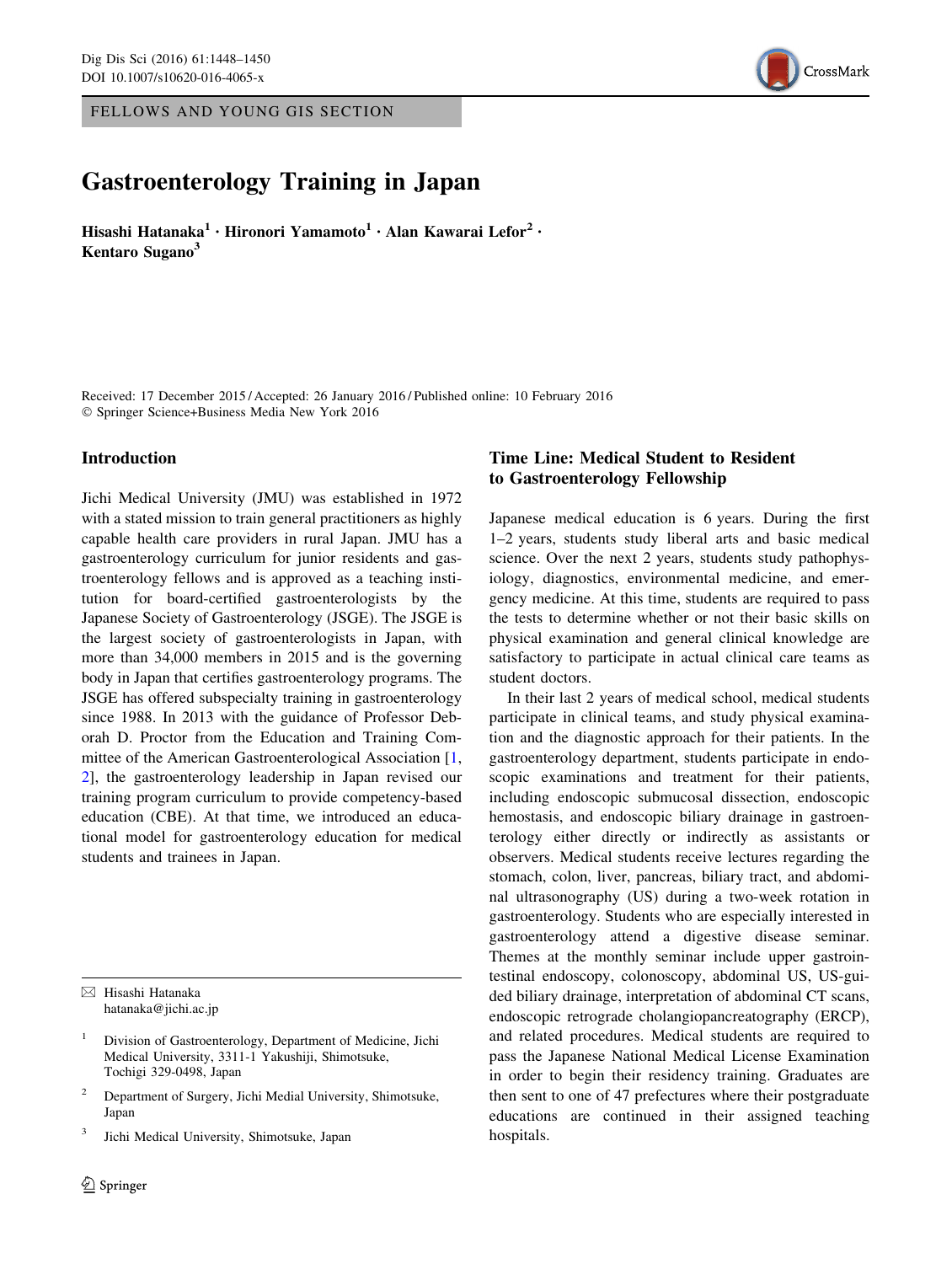FELLOWS AND YOUNG GIS SECTION

# Gastroenterology Training in Japan

**Hisashi Hatanaka[1] · Hironori Yamamoto[1] · Alan Kawarai Lefor[2] · Kentaro Sugano[3]**

Received: 17 December 2015 / Accepted: 26 January 2016 / Published online: 10 February 2016
© Springer Science+Business Media New York 2016

## Introduction

Jichi Medical University (JMU) was established in 1972 with a stated mission to train general practitioners as highly capable health care providers in rural Japan. JMU has a gastroenterology curriculum for junior residents and gastroenterology fellows and is approved as a teaching institution for board-certified gastroenterologists by the Japanese Society of Gastroenterology (JSGE). The JSGE is the largest society of gastroenterologists in Japan, with more than 34,000 members in 2015 and is the governing body in Japan that certifies gastroenterology programs. The JSGE has offered subspecialty training in gastroenterology since 1988. In 2013 with the guidance of Professor Deborah D. Proctor from the Education and Training Committee of the American Gastroenterological Association [1, 2], the gastroenterology leadership in Japan revised our training program curriculum to provide competency-based education (CBE). At that time, we introduced an educational model for gastroenterology education for medical students and trainees in Japan.

✉ Hisashi Hatanaka
hatanaka@jichi.ac.jp

[1] Division of Gastroenterology, Department of Medicine, Jichi Medical University, 3311-1 Yakushiji, Shimotsuke, Tochigi 329-0498, Japan

[2] Department of Surgery, Jichi Medial University, Shimotsuke, Japan

[3] Jichi Medical University, Shimotsuke, Japan

## Time Line: Medical Student to Resident to Gastroenterology Fellowship

Japanese medical education is 6 years. During the first 1–2 years, students study liberal arts and basic medical science. Over the next 2 years, students study pathophysiology, diagnostics, environmental medicine, and emergency medicine. At this time, students are required to pass the tests to determine whether or not their basic skills on physical examination and general clinical knowledge are satisfactory to participate in actual clinical care teams as student doctors.

In their last 2 years of medical school, medical students participate in clinical teams, and study physical examination and the diagnostic approach for their patients. In the gastroenterology department, students participate in endoscopic examinations and treatment for their patients, including endoscopic submucosal dissection, endoscopic hemostasis, and endoscopic biliary drainage in gastroenterology either directly or indirectly as assistants or observers. Medical students receive lectures regarding the stomach, colon, liver, pancreas, biliary tract, and abdominal ultrasonography (US) during a two-week rotation in gastroenterology. Students who are especially interested in gastroenterology attend a digestive disease seminar. Themes at the monthly seminar include upper gastrointestinal endoscopy, colonoscopy, abdominal US, US-guided biliary drainage, interpretation of abdominal CT scans, endoscopic retrograde cholangiopancreatography (ERCP), and related procedures. Medical students are required to pass the Japanese National Medical License Examination in order to begin their residency training. Graduates are then sent to one of 47 prefectures where their postgraduate educations are continued in their assigned teaching hospitals.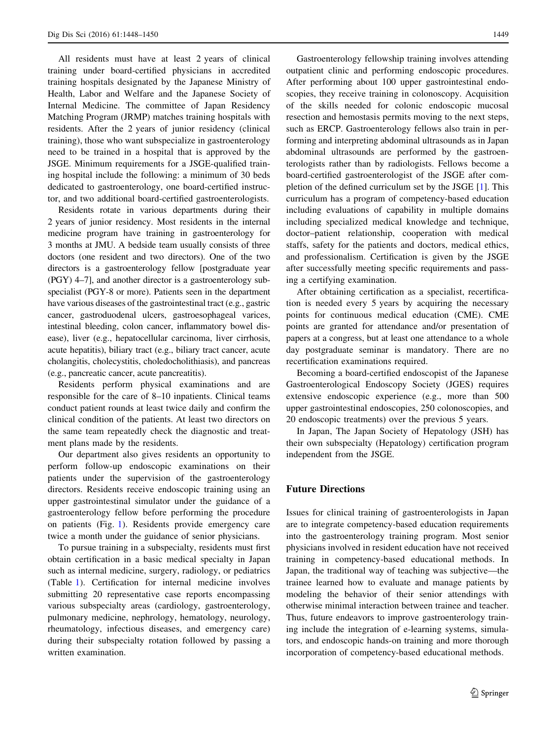All residents must have at least 2 years of clinical training under board-certified physicians in accredited training hospitals designated by the Japanese Ministry of Health, Labor and Welfare and the Japanese Society of Internal Medicine. The committee of Japan Residency Matching Program (JRMP) matches training hospitals with residents. After the 2 years of junior residency (clinical training), those who want subspecialize in gastroenterology need to be trained in a hospital that is approved by the JSGE. Minimum requirements for a JSGE-qualified training hospital include the following: a minimum of 30 beds dedicated to gastroenterology, one board-certified instructor, and two additional board-certified gastroenterologists.

Residents rotate in various departments during their 2 years of junior residency. Most residents in the internal medicine program have training in gastroenterology for 3 months at JMU. A bedside team usually consists of three doctors (one resident and two directors). One of the two directors is a gastroenterology fellow [postgraduate year (PGY) 4–7], and another director is a gastroenterology subspecialist (PGY-8 or more). Patients seen in the department have various diseases of the gastrointestinal tract (e.g., gastric cancer, gastroduodenal ulcers, gastroesophageal varices, intestinal bleeding, colon cancer, inflammatory bowel disease), liver (e.g., hepatocellular carcinoma, liver cirrhosis, acute hepatitis), biliary tract (e.g., biliary tract cancer, acute cholangitis, cholecystitis, choledocholithiasis), and pancreas (e.g., pancreatic cancer, acute pancreatitis).

Residents perform physical examinations and are responsible for the care of 8–10 inpatients. Clinical teams conduct patient rounds at least twice daily and confirm the clinical condition of the patients. At least two directors on the same team repeatedly check the diagnostic and treatment plans made by the residents.

Our department also gives residents an opportunity to perform follow-up endoscopic examinations on their patients under the supervision of the gastroenterology directors. Residents receive endoscopic training using an upper gastrointestinal simulator under the guidance of a gastroenterology fellow before performing the procedure on patients (Fig. 1). Residents provide emergency care twice a month under the guidance of senior physicians.

To pursue training in a subspecialty, residents must first obtain certification in a basic medical specialty in Japan such as internal medicine, surgery, radiology, or pediatrics (Table 1). Certification for internal medicine involves submitting 20 representative case reports encompassing various subspecialty areas (cardiology, gastroenterology, pulmonary medicine, nephrology, hematology, neurology, rheumatology, infectious diseases, and emergency care) during their subspecialty rotation followed by passing a written examination.

Gastroenterology fellowship training involves attending outpatient clinic and performing endoscopic procedures. After performing about 100 upper gastrointestinal endoscopies, they receive training in colonoscopy. Acquisition of the skills needed for colonic endoscopic mucosal resection and hemostasis permits moving to the next steps, such as ERCP. Gastroenterology fellows also train in performing and interpreting abdominal ultrasounds as in Japan abdominal ultrasounds are performed by the gastroenterologists rather than by radiologists. Fellows become a board-certified gastroenterologist of the JSGE after completion of the defined curriculum set by the JSGE [1]. This curriculum has a program of competency-based education including evaluations of capability in multiple domains including specialized medical knowledge and technique, doctor–patient relationship, cooperation with medical staffs, safety for the patients and doctors, medical ethics, and professionalism. Certification is given by the JSGE after successfully meeting specific requirements and passing a certifying examination.

After obtaining certification as a specialist, recertification is needed every 5 years by acquiring the necessary points for continuous medical education (CME). CME points are granted for attendance and/or presentation of papers at a congress, but at least one attendance to a whole day postgraduate seminar is mandatory. There are no recertification examinations required.

Becoming a board-certified endoscopist of the Japanese Gastroenterological Endoscopy Society (JGES) requires extensive endoscopic experience (e.g., more than 500 upper gastrointestinal endoscopies, 250 colonoscopies, and 20 endoscopic treatments) over the previous 5 years.

In Japan, The Japan Society of Hepatology (JSH) has their own subspecialty (Hepatology) certification program independent from the JSGE.

## Future Directions

Issues for clinical training of gastroenterologists in Japan are to integrate competency-based education requirements into the gastroenterology training program. Most senior physicians involved in resident education have not received training in competency-based educational methods. In Japan, the traditional way of teaching was subjective—the trainee learned how to evaluate and manage patients by modeling the behavior of their senior attendings with otherwise minimal interaction between trainee and teacher. Thus, future endeavors to improve gastroenterology training include the integration of e-learning systems, simulators, and endoscopic hands-on training and more thorough incorporation of competency-based educational methods.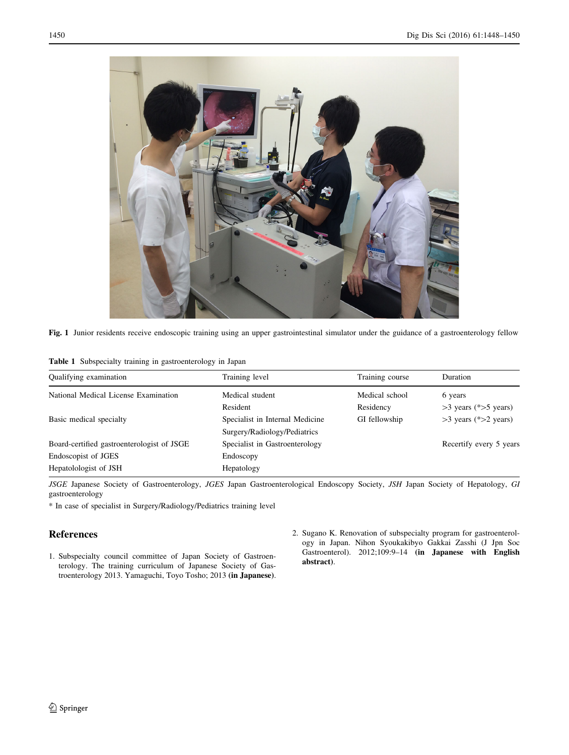Fig. 1 Junior residents receive endoscopic training using an upper gastrointestinal simulator under the guidance of a gastroenterology fellow

**Table 1** Subspecialty training in gastroenterology in Japan

| Qualifying examination | Training level | Training course | Duration |
|---|---|---|---|
| National Medical License Examination | Medical student | Medical school | 6 years |
| | Resident | Residency | >3 years (*>5 years) |
| Basic medical specialty | Specialist in Internal Medicine | GI fellowship | >3 years (*>2 years) |
| | Surgery/Radiology/Pediatrics | | |
| Board-certified gastroenterologist of JSGE | Specialist in Gastroenterology | | Recertify every 5 years |
| Endoscopist of JGES | Endoscopy | | |
| Hepatolologist of JSH | Hepatology | | |

*JSGE* Japanese Society of Gastroenterology, *JGES* Japan Gastroenterological Endoscopy Society, *JSH* Japan Society of Hepatology, *GI* gastroenterology

* In case of specialist in Surgery/Radiology/Pediatrics training level

## References

1. Subspecialty council committee of Japan Society of Gastroenterology. The training curriculum of Japanese Society of Gastroenterology 2013. Yamaguchi, Toyo Tosho; 2013 **(in Japanese)**.
2. Sugano K. Renovation of subspecialty program for gastroenterology in Japan. Nihon Syoukakibyo Gakkai Zasshi (J Jpn Soc Gastroenterol). 2012;109:9–14 **(in Japanese with English abstract)**.